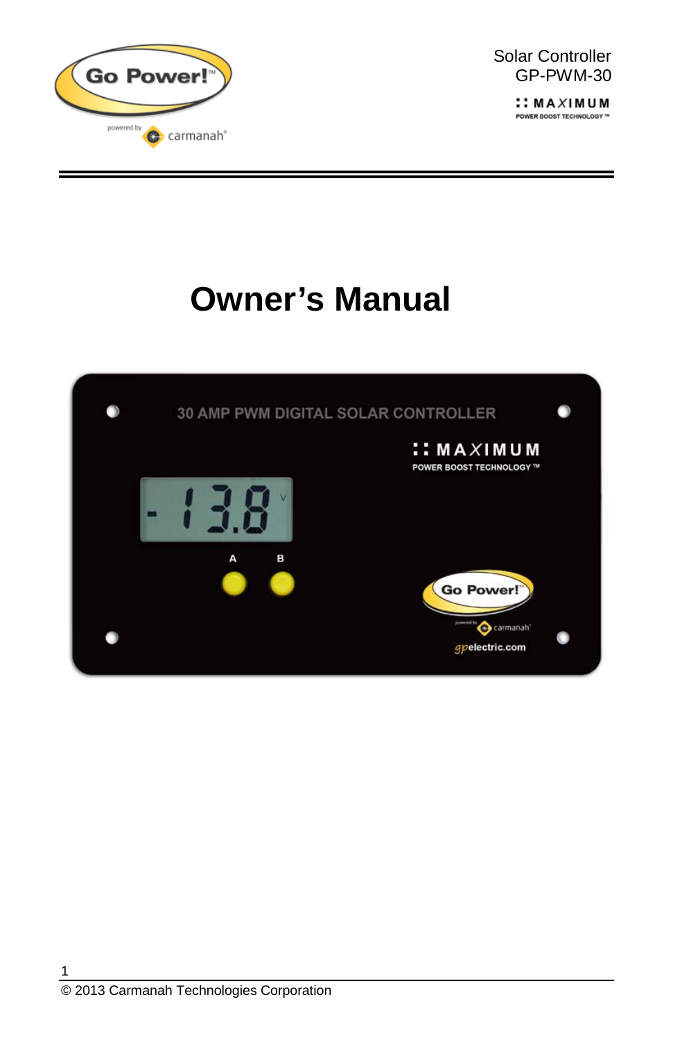Solar Controller
GP-PWM-30

# Owner's Manual

© 2013 Carmanah Technologies Corporation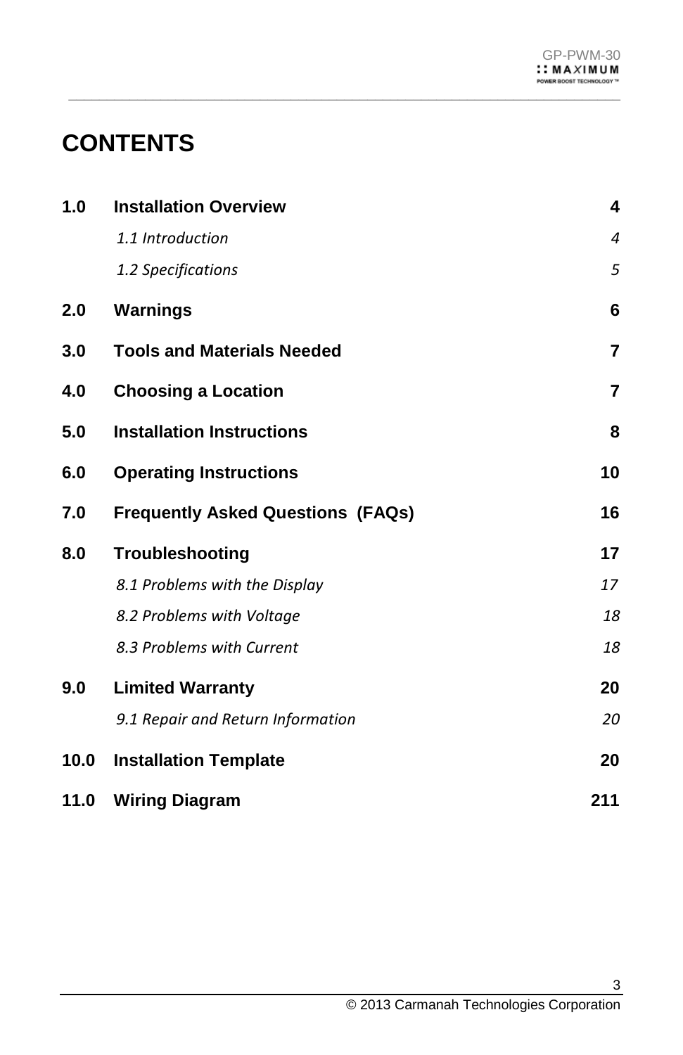# CONTENTS

| | | |
|---|---|---|
| **1.0** | **Installation Overview** | **4** |
| | *1.1 Introduction* | *4* |
| | *1.2 Specifications* | *5* |
| **2.0** | **Warnings** | **6** |
| **3.0** | **Tools and Materials Needed** | **7** |
| **4.0** | **Choosing a Location** | **7** |
| **5.0** | **Installation Instructions** | **8** |
| **6.0** | **Operating Instructions** | **10** |
| **7.0** | **Frequently Asked Questions (FAQs)** | **16** |
| **8.0** | **Troubleshooting** | **17** |
| | *8.1 Problems with the Display* | *17* |
| | *8.2 Problems with Voltage* | *18* |
| | *8.3 Problems with Current* | *18* |
| **9.0** | **Limited Warranty** | **20** |
| | *9.1 Repair and Return Information* | *20* |
| **10.0** | **Installation Template** | **20** |
| **11.0** | **Wiring Diagram** | **211** |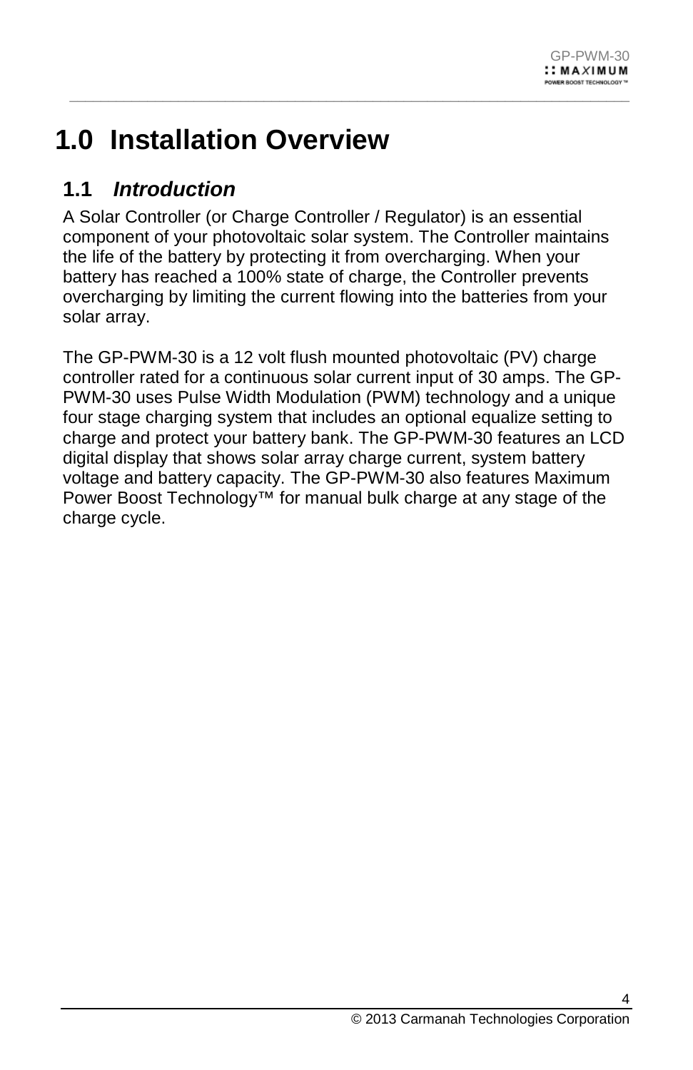# 1.0 Installation Overview

## 1.1 *Introduction*

A Solar Controller (or Charge Controller / Regulator) is an essential component of your photovoltaic solar system. The Controller maintains the life of the battery by protecting it from overcharging. When your battery has reached a 100% state of charge, the Controller prevents overcharging by limiting the current flowing into the batteries from your solar array.

The GP-PWM-30 is a 12 volt flush mounted photovoltaic (PV) charge controller rated for a continuous solar current input of 30 amps. The GP-PWM-30 uses Pulse Width Modulation (PWM) technology and a unique four stage charging system that includes an optional equalize setting to charge and protect your battery bank. The GP-PWM-30 features an LCD digital display that shows solar array charge current, system battery voltage and battery capacity. The GP-PWM-30 also features Maximum Power Boost Technology™ for manual bulk charge at any stage of the charge cycle.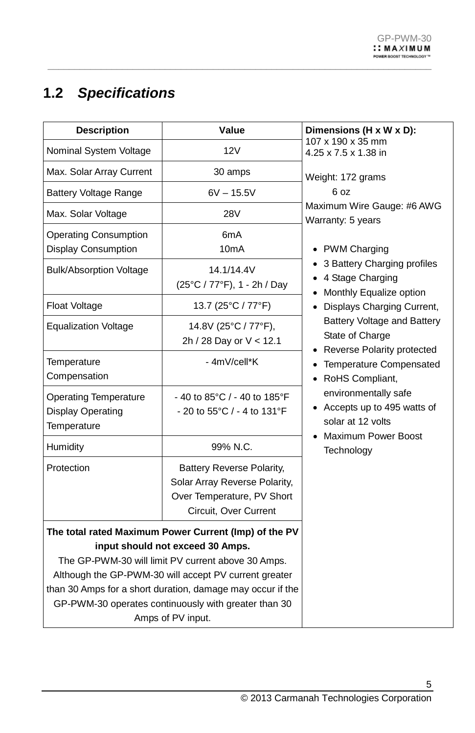## 1.2 *Specifications*

| Description | Value |
|---|---|
| Nominal System Voltage | 12V |
| Max. Solar Array Current | 30 amps |
| Battery Voltage Range | 6V – 15.5V |
| Max. Solar Voltage | 28V |
| Operating Consumption<br>Display Consumption | 6mA<br>10mA |
| Bulk/Absorption Voltage | 14.1/14.4V<br>(25°C / 77°F), 1 - 2h / Day |
| Float Voltage | 13.7 (25°C / 77°F) |
| Equalization Voltage | 14.8V (25°C / 77°F),<br>2h / 28 Day or V < 12.1 |
| Temperature Compensation | - 4mV/cell*K |
| Operating Temperature<br>Display Operating Temperature | - 40 to 85°C / - 40 to 185°F<br>- 20 to 55°C / - 4 to 131°F |
| Humidity | 99% N.C. |
| Protection | Battery Reverse Polarity, Solar Array Reverse Polarity, Over Temperature, PV Short Circuit, Over Current |

**The total rated Maximum Power Current (Imp) of the PV input should not exceed 30 Amps.**

The GP-PWM-30 will limit PV current above 30 Amps. Although the GP-PWM-30 will accept PV current greater than 30 Amps for a short duration, damage may occur if the GP-PWM-30 operates continuously with greater than 30 Amps of PV input.

**Dimensions (H x W x D):**
107 x 190 x 35 mm
4.25 x 7.5 x 1.38 in

Weight: 172 grams
6 oz

Maximum Wire Gauge: #6 AWG
Warranty: 5 years

- PWM Charging
- 3 Battery Charging profiles
- 4 Stage Charging
- Monthly Equalize option
- Displays Charging Current, Battery Voltage and Battery State of Charge
- Reverse Polarity protected
- Temperature Compensated
- RoHS Compliant, environmentally safe
- Accepts up to 495 watts of solar at 12 volts
- Maximum Power Boost Technology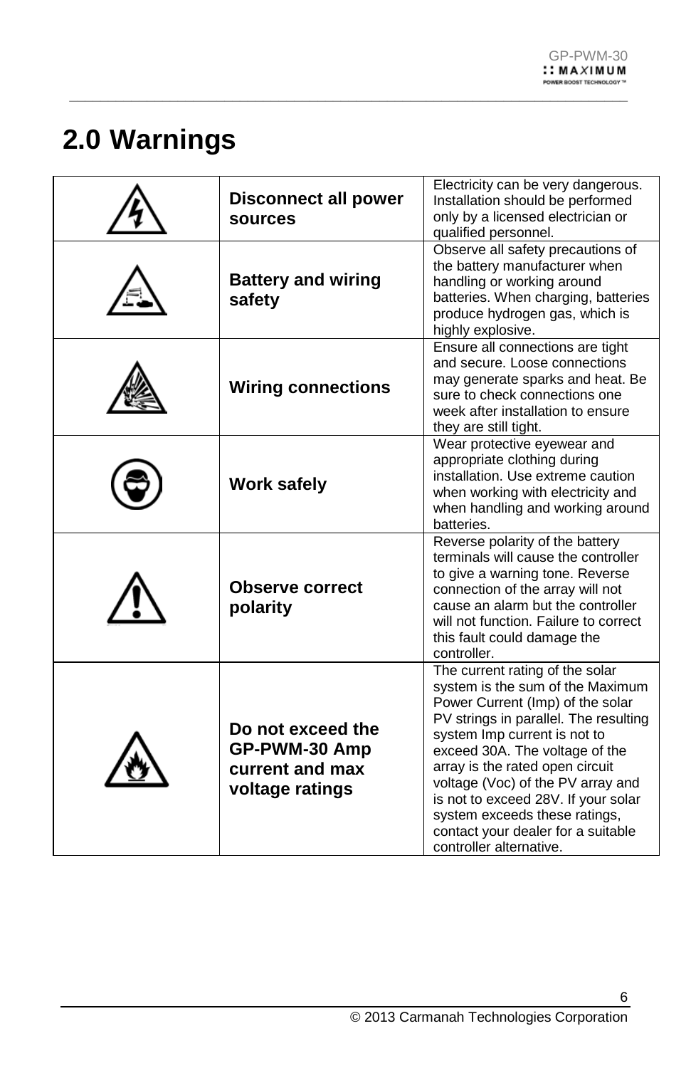## 2.0 Warnings

| | | |
|---|---|---|
| | **Disconnect all power sources** | Electricity can be very dangerous. Installation should be performed only by a licensed electrician or qualified personnel. |
| | **Battery and wiring safety** | Observe all safety precautions of the battery manufacturer when handling or working around batteries. When charging, batteries produce hydrogen gas, which is highly explosive. |
| | **Wiring connections** | Ensure all connections are tight and secure. Loose connections may generate sparks and heat. Be sure to check connections one week after installation to ensure they are still tight. |
| | **Work safely** | Wear protective eyewear and appropriate clothing during installation. Use extreme caution when working with electricity and when handling and working around batteries. |
| | **Observe correct polarity** | Reverse polarity of the battery terminals will cause the controller to give a warning tone. Reverse connection of the array will not cause an alarm but the controller will not function. Failure to correct this fault could damage the controller. |
| | **Do not exceed the GP-PWM-30 Amp current and max voltage ratings** | The current rating of the solar system is the sum of the Maximum Power Current (Imp) of the solar PV strings in parallel. The resulting system Imp current is not to exceed 30A. The voltage of the array is the rated open circuit voltage (Voc) of the PV array and is not to exceed 28V. If your solar system exceeds these ratings, contact your dealer for a suitable controller alternative. |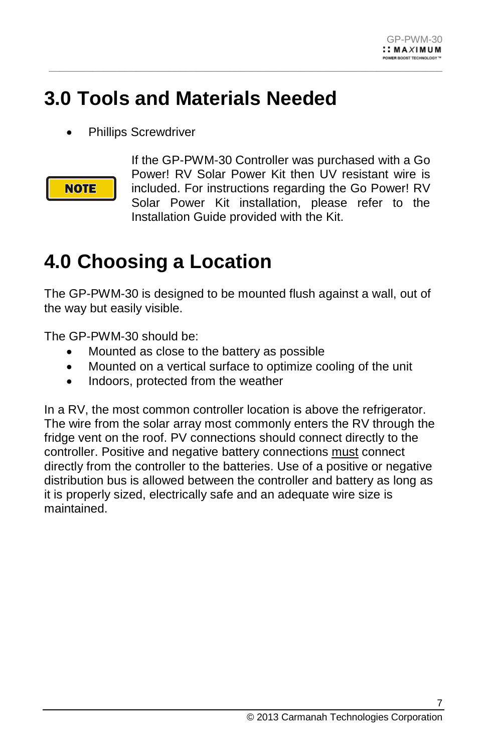# 3.0 Tools and Materials Needed

- Phillips Screwdriver

**NOTE** If the GP-PWM-30 Controller was purchased with a Go Power! RV Solar Power Kit then UV resistant wire is included. For instructions regarding the Go Power! RV Solar Power Kit installation, please refer to the Installation Guide provided with the Kit.

# 4.0 Choosing a Location

The GP-PWM-30 is designed to be mounted flush against a wall, out of the way but easily visible.

The GP-PWM-30 should be:

- Mounted as close to the battery as possible
- Mounted on a vertical surface to optimize cooling of the unit
- Indoors, protected from the weather

In a RV, the most common controller location is above the refrigerator. The wire from the solar array most commonly enters the RV through the fridge vent on the roof. PV connections should connect directly to the controller. Positive and negative battery connections must connect directly from the controller to the batteries. Use of a positive or negative distribution bus is allowed between the controller and battery as long as it is properly sized, electrically safe and an adequate wire size is maintained.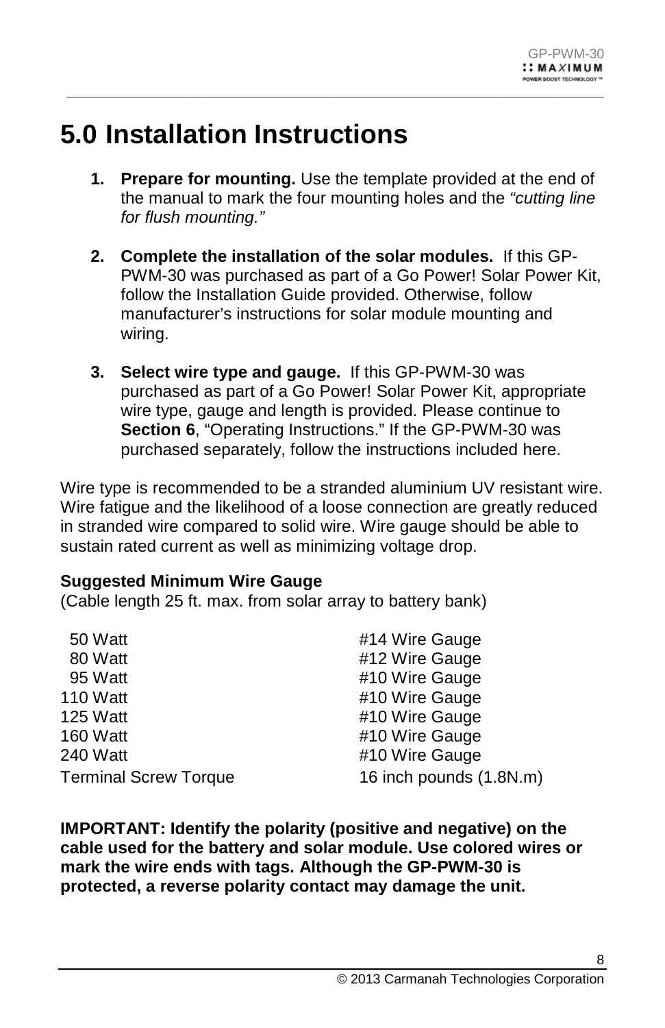# 5.0 Installation Instructions

1. **Prepare for mounting.** Use the template provided at the end of the manual to mark the four mounting holes and the *"cutting line for flush mounting."*

2. **Complete the installation of the solar modules.** If this GP-PWM-30 was purchased as part of a Go Power! Solar Power Kit, follow the Installation Guide provided. Otherwise, follow manufacturer's instructions for solar module mounting and wiring.

3. **Select wire type and gauge.** If this GP-PWM-30 was purchased as part of a Go Power! Solar Power Kit, appropriate wire type, gauge and length is provided. Please continue to **Section 6**, "Operating Instructions." If the GP-PWM-30 was purchased separately, follow the instructions included here.

Wire type is recommended to be a stranded aluminium UV resistant wire. Wire fatigue and the likelihood of a loose connection are greatly reduced in stranded wire compared to solid wire. Wire gauge should be able to sustain rated current as well as minimizing voltage drop.

**Suggested Minimum Wire Gauge**
(Cable length 25 ft. max. from solar array to battery bank)

| | |
|---|---|
| 50 Watt | #14 Wire Gauge |
| 80 Watt | #12 Wire Gauge |
| 95 Watt | #10 Wire Gauge |
| 110 Watt | #10 Wire Gauge |
| 125 Watt | #10 Wire Gauge |
| 160 Watt | #10 Wire Gauge |
| 240 Watt | #10 Wire Gauge |
| Terminal Screw Torque | 16 inch pounds (1.8N.m) |

**IMPORTANT: Identify the polarity (positive and negative) on the cable used for the battery and solar module. Use colored wires or mark the wire ends with tags. Although the GP-PWM-30 is protected, a reverse polarity contact may damage the unit.**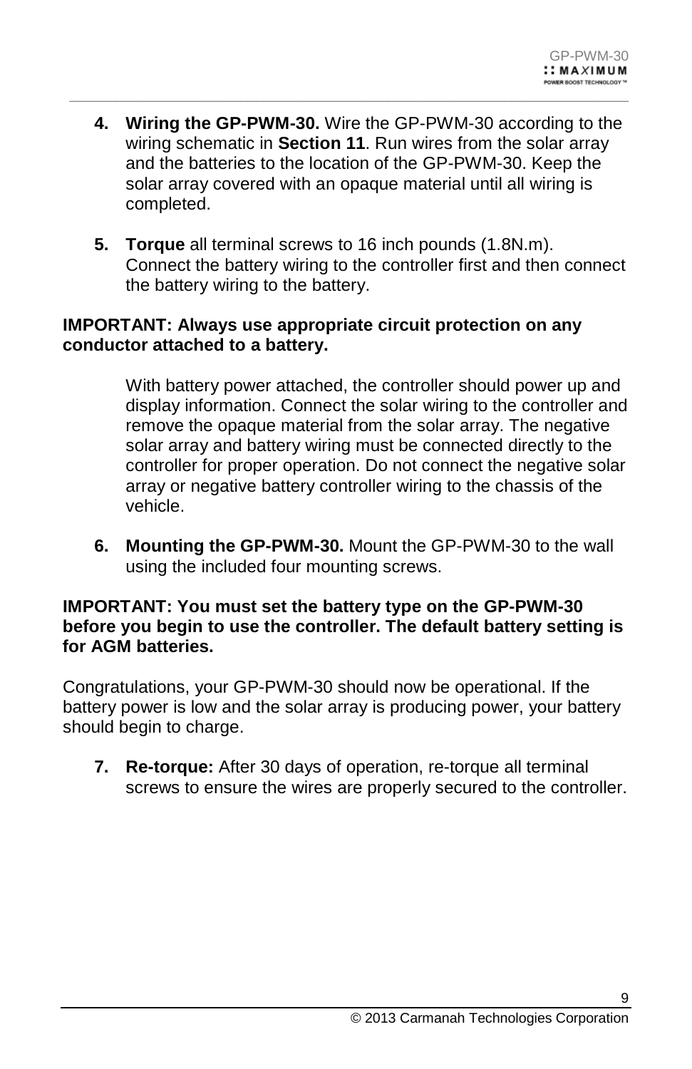4. **Wiring the GP-PWM-30.** Wire the GP-PWM-30 according to the wiring schematic in **Section 11**. Run wires from the solar array and the batteries to the location of the GP-PWM-30. Keep the solar array covered with an opaque material until all wiring is completed.

5. **Torque** all terminal screws to 16 inch pounds (1.8N.m). Connect the battery wiring to the controller first and then connect the battery wiring to the battery.

**IMPORTANT: Always use appropriate circuit protection on any conductor attached to a battery.**

With battery power attached, the controller should power up and display information. Connect the solar wiring to the controller and remove the opaque material from the solar array. The negative solar array and battery wiring must be connected directly to the controller for proper operation. Do not connect the negative solar array or negative battery controller wiring to the chassis of the vehicle.

6. **Mounting the GP-PWM-30.** Mount the GP-PWM-30 to the wall using the included four mounting screws.

**IMPORTANT: You must set the battery type on the GP-PWM-30 before you begin to use the controller. The default battery setting is for AGM batteries.**

Congratulations, your GP-PWM-30 should now be operational. If the battery power is low and the solar array is producing power, your battery should begin to charge.

7. **Re-torque:** After 30 days of operation, re-torque all terminal screws to ensure the wires are properly secured to the controller.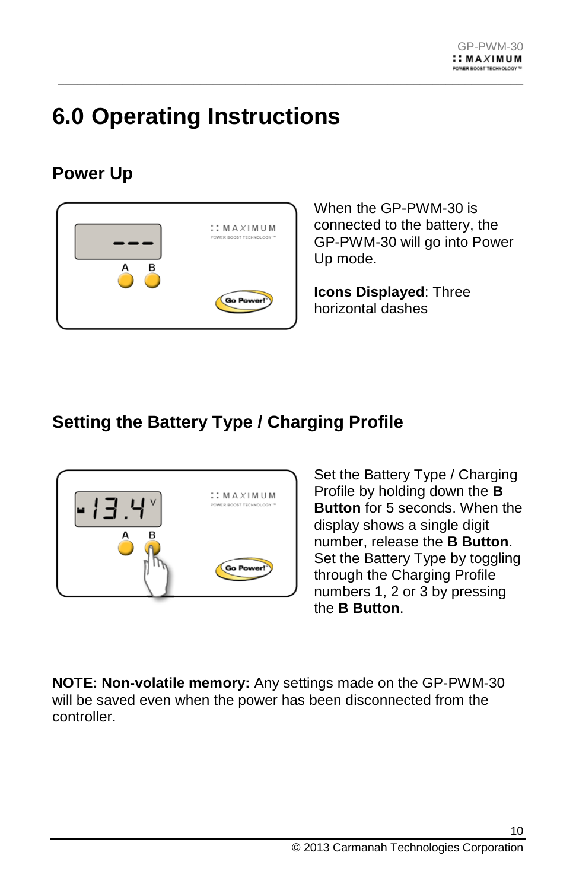# 6.0 Operating Instructions

## Power Up

When the GP-PWM-30 is connected to the battery, the GP-PWM-30 will go into Power Up mode.

**Icons Displayed**: Three horizontal dashes

## Setting the Battery Type / Charging Profile

Set the Battery Type / Charging Profile by holding down the **B Button** for 5 seconds. When the display shows a single digit number, release the **B Button**. Set the Battery Type by toggling through the Charging Profile numbers 1, 2 or 3 by pressing the **B Button**.

**NOTE: Non-volatile memory:** Any settings made on the GP-PWM-30 will be saved even when the power has been disconnected from the controller.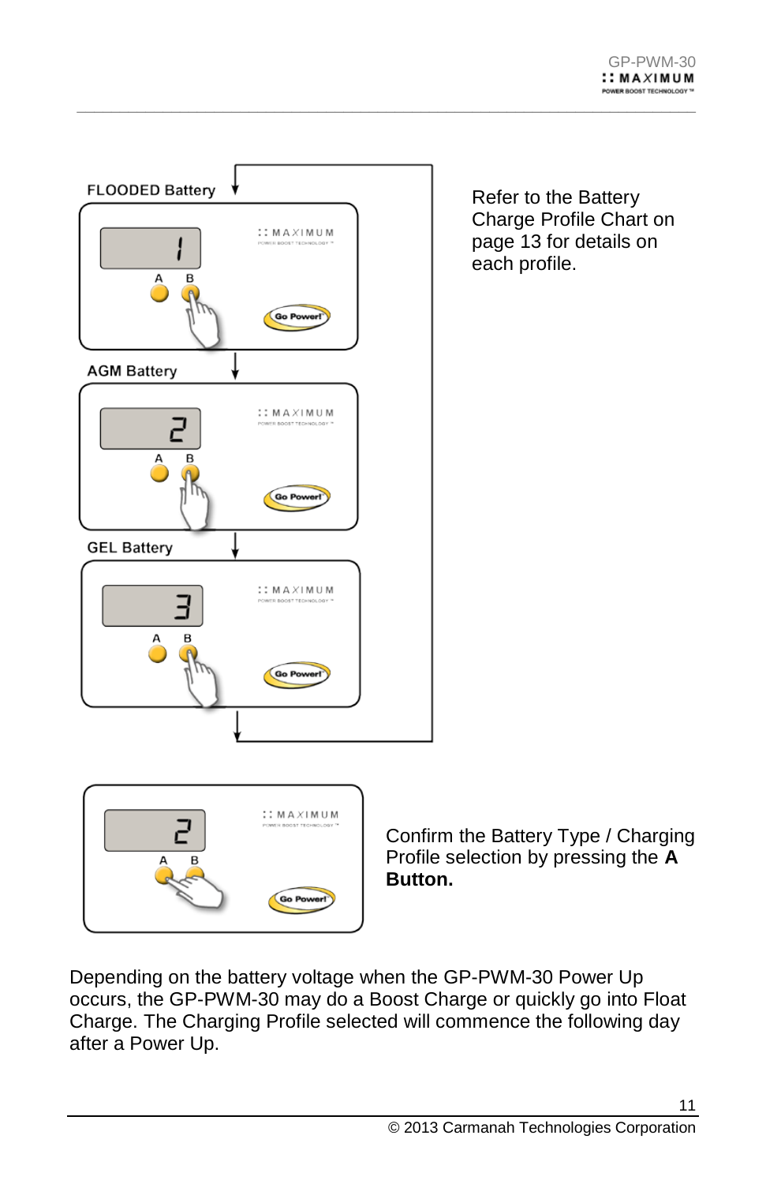FLOODED Battery

AGM Battery

GEL Battery

Refer to the Battery Charge Profile Chart on page 13 for details on each profile.

Confirm the Battery Type / Charging Profile selection by pressing the **A Button.**

Depending on the battery voltage when the GP-PWM-30 Power Up occurs, the GP-PWM-30 may do a Boost Charge or quickly go into Float Charge. The Charging Profile selected will commence the following day after a Power Up.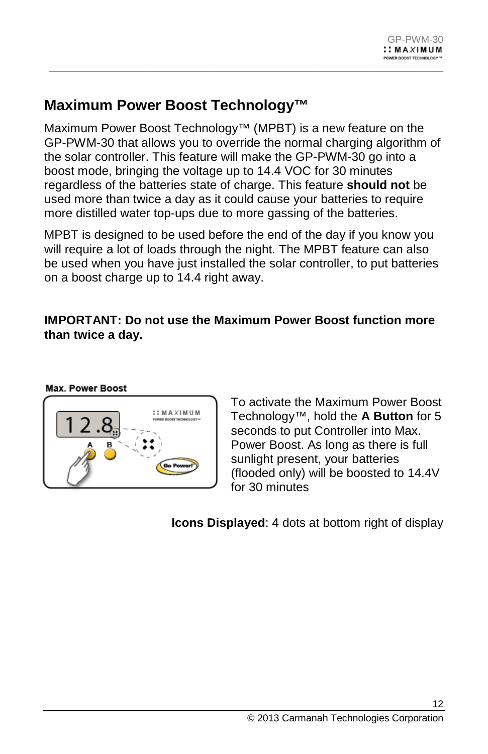## Maximum Power Boost Technology™

Maximum Power Boost Technology™ (MPBT) is a new feature on the GP-PWM-30 that allows you to override the normal charging algorithm of the solar controller. This feature will make the GP-PWM-30 go into a boost mode, bringing the voltage up to 14.4 VOC for 30 minutes regardless of the batteries state of charge. This feature **should not** be used more than twice a day as it could cause your batteries to require more distilled water top-ups due to more gassing of the batteries.

MPBT is designed to be used before the end of the day if you know you will require a lot of loads through the night. The MPBT feature can also be used when you have just installed the solar controller, to put batteries on a boost charge up to 14.4 right away.

**IMPORTANT: Do not use the Maximum Power Boost function more than twice a day.**

**Max. Power Boost**

To activate the Maximum Power Boost Technology™, hold the **A Button** for 5 seconds to put Controller into Max. Power Boost. As long as there is full sunlight present, your batteries (flooded only) will be boosted to 14.4V for 30 minutes

**Icons Displayed**: 4 dots at bottom right of display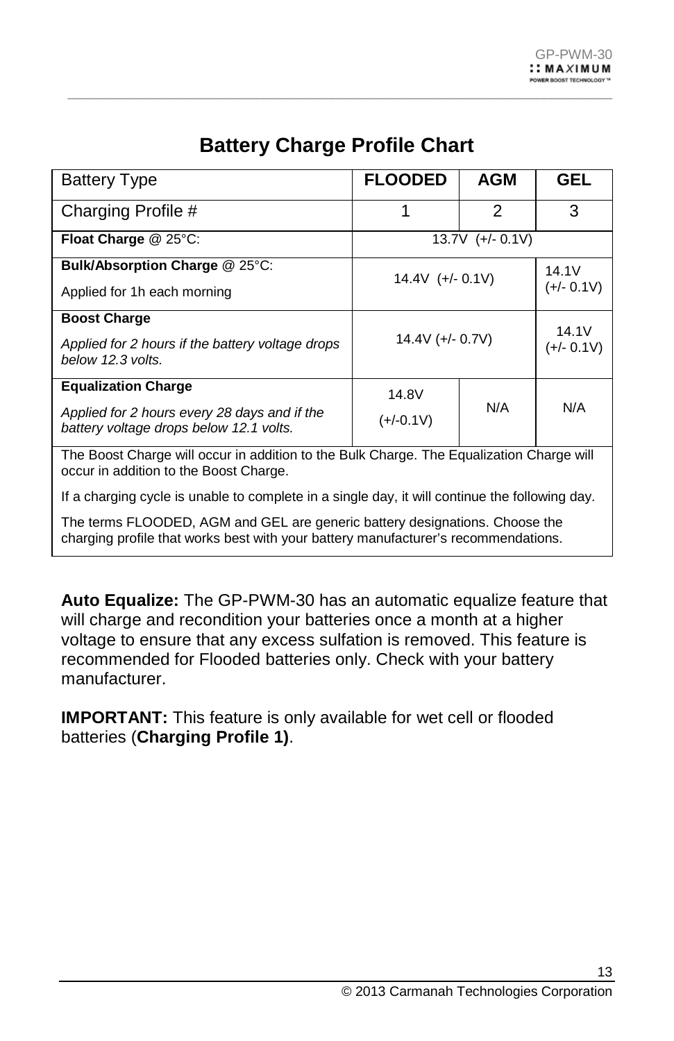## Battery Charge Profile Chart

| Battery Type | **FLOODED** | **AGM** | **GEL** |
|---|---|---|---|
| Charging Profile # | 1 | 2 | 3 |
| **Float Charge** @ 25°C: | 13.7V (+/- 0.1V) | | |
| **Bulk/Absorption Charge** @ 25°C: Applied for 1h each morning | 14.4V (+/- 0.1V) | | 14.1V (+/- 0.1V) |
| **Boost Charge** *Applied for 2 hours if the battery voltage drops below 12.3 volts.* | 14.4V (+/- 0.7V) | | 14.1V (+/- 0.1V) |
| **Equalization Charge** *Applied for 2 hours every 28 days and if the battery voltage drops below 12.1 volts.* | 14.8V (+/-0.1V) | N/A | N/A |

The Boost Charge will occur in addition to the Bulk Charge. The Equalization Charge will occur in addition to the Boost Charge.

If a charging cycle is unable to complete in a single day, it will continue the following day.

The terms FLOODED, AGM and GEL are generic battery designations. Choose the charging profile that works best with your battery manufacturer's recommendations.

**Auto Equalize:** The GP-PWM-30 has an automatic equalize feature that will charge and recondition your batteries once a month at a higher voltage to ensure that any excess sulfation is removed. This feature is recommended for Flooded batteries only. Check with your battery manufacturer.

**IMPORTANT:** This feature is only available for wet cell or flooded batteries (**Charging Profile 1)**.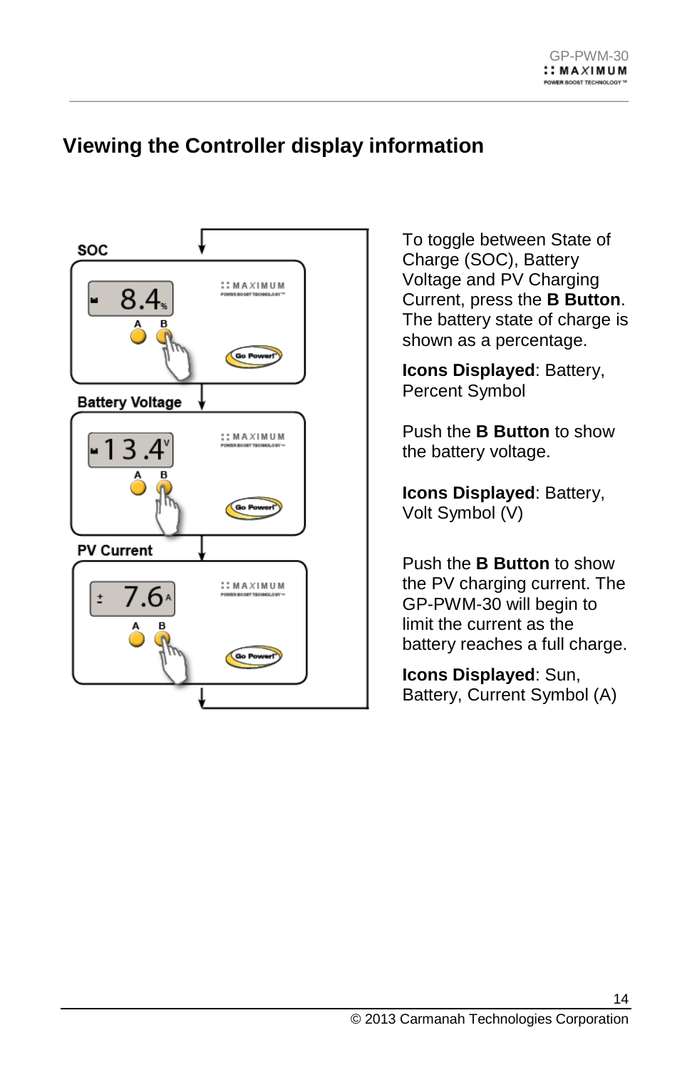# Viewing the Controller display information

SOC

Battery Voltage

PV Current

To toggle between State of Charge (SOC), Battery Voltage and PV Charging Current, press the **B Button**. The battery state of charge is shown as a percentage.

**Icons Displayed**: Battery, Percent Symbol

Push the **B Button** to show the battery voltage.

**Icons Displayed**: Battery, Volt Symbol (V)

Push the **B Button** to show the PV charging current. The GP-PWM-30 will begin to limit the current as the battery reaches a full charge.

**Icons Displayed**: Sun, Battery, Current Symbol (A)

© 2013 Carmanah Technologies Corporation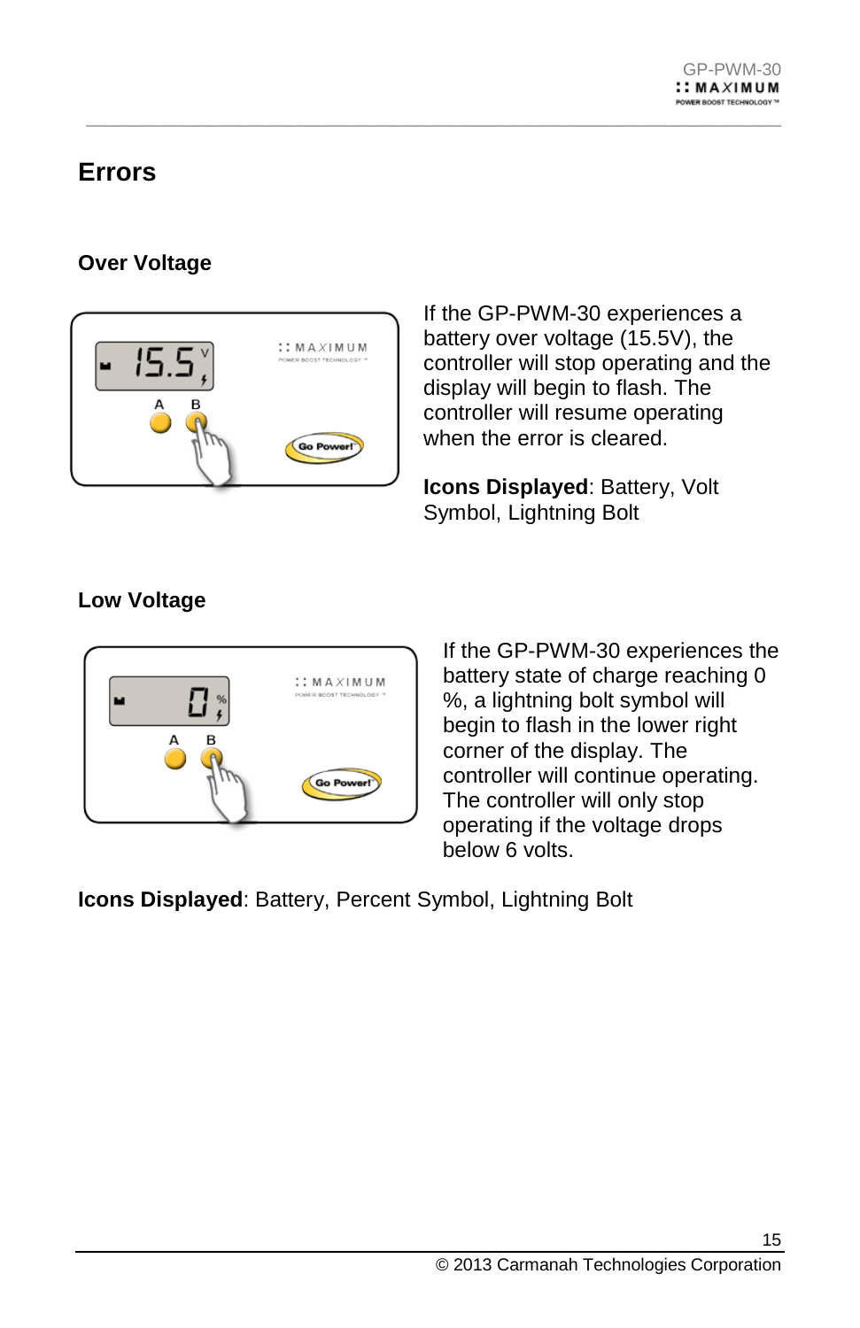# Errors

## Over Voltage

If the GP-PWM-30 experiences a battery over voltage (15.5V), the controller will stop operating and the display will begin to flash. The controller will resume operating when the error is cleared.

**Icons Displayed**: Battery, Volt Symbol, Lightning Bolt

## Low Voltage

If the GP-PWM-30 experiences the battery state of charge reaching 0 %, a lightning bolt symbol will begin to flash in the lower right corner of the display. The controller will continue operating. The controller will only stop operating if the voltage drops below 6 volts.

**Icons Displayed**: Battery, Percent Symbol, Lightning Bolt

© 2013 Carmanah Technologies Corporation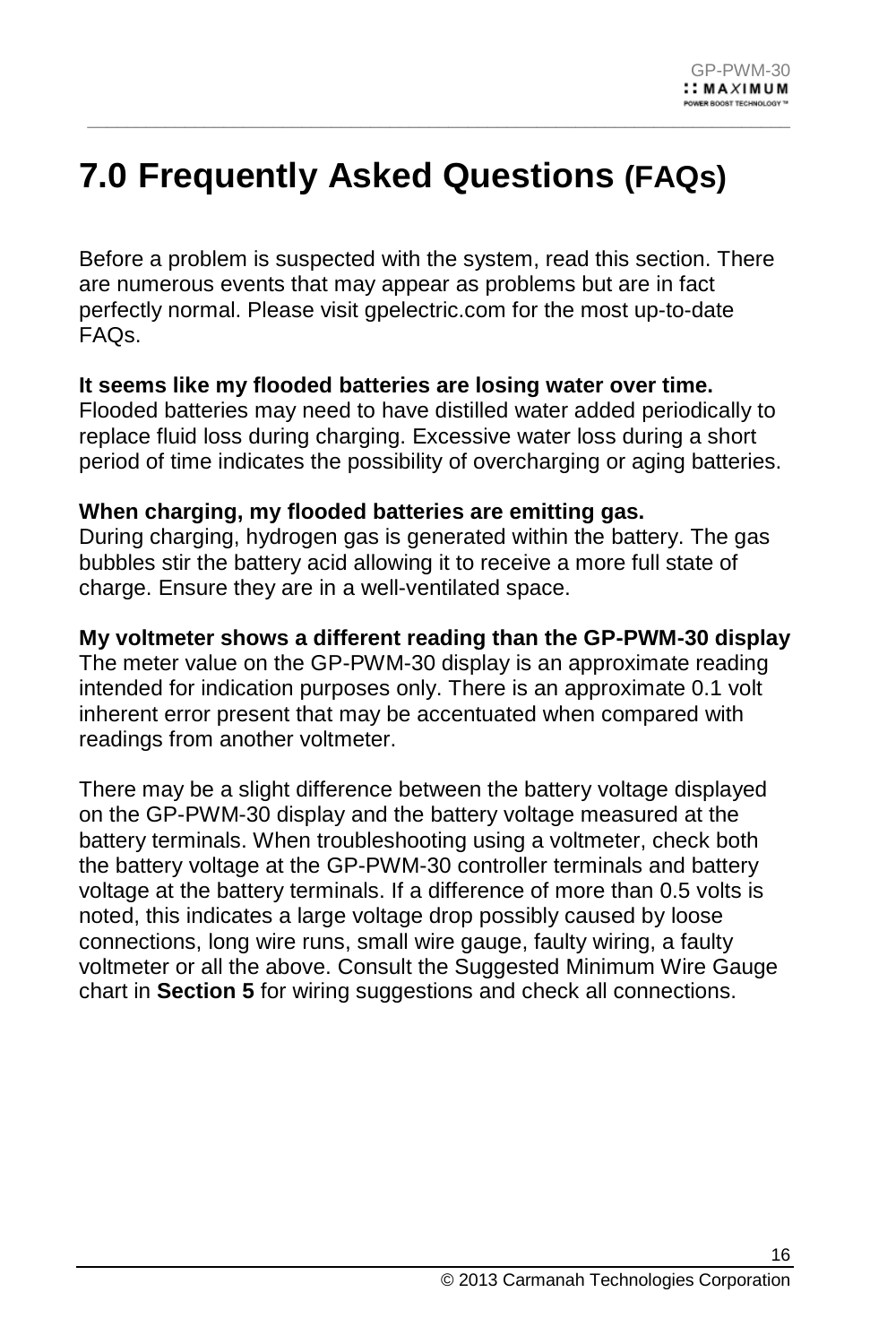# 7.0 Frequently Asked Questions (FAQs)

Before a problem is suspected with the system, read this section. There are numerous events that may appear as problems but are in fact perfectly normal. Please visit gpelectric.com for the most up-to-date FAQs.

**It seems like my flooded batteries are losing water over time.**
Flooded batteries may need to have distilled water added periodically to replace fluid loss during charging. Excessive water loss during a short period of time indicates the possibility of overcharging or aging batteries.

**When charging, my flooded batteries are emitting gas.**
During charging, hydrogen gas is generated within the battery. The gas bubbles stir the battery acid allowing it to receive a more full state of charge. Ensure they are in a well-ventilated space.

**My voltmeter shows a different reading than the GP-PWM-30 display**
The meter value on the GP-PWM-30 display is an approximate reading intended for indication purposes only. There is an approximate 0.1 volt inherent error present that may be accentuated when compared with readings from another voltmeter.

There may be a slight difference between the battery voltage displayed on the GP-PWM-30 display and the battery voltage measured at the battery terminals. When troubleshooting using a voltmeter, check both the battery voltage at the GP-PWM-30 controller terminals and battery voltage at the battery terminals. If a difference of more than 0.5 volts is noted, this indicates a large voltage drop possibly caused by loose connections, long wire runs, small wire gauge, faulty wiring, a faulty voltmeter or all the above. Consult the Suggested Minimum Wire Gauge chart in **Section 5** for wiring suggestions and check all connections.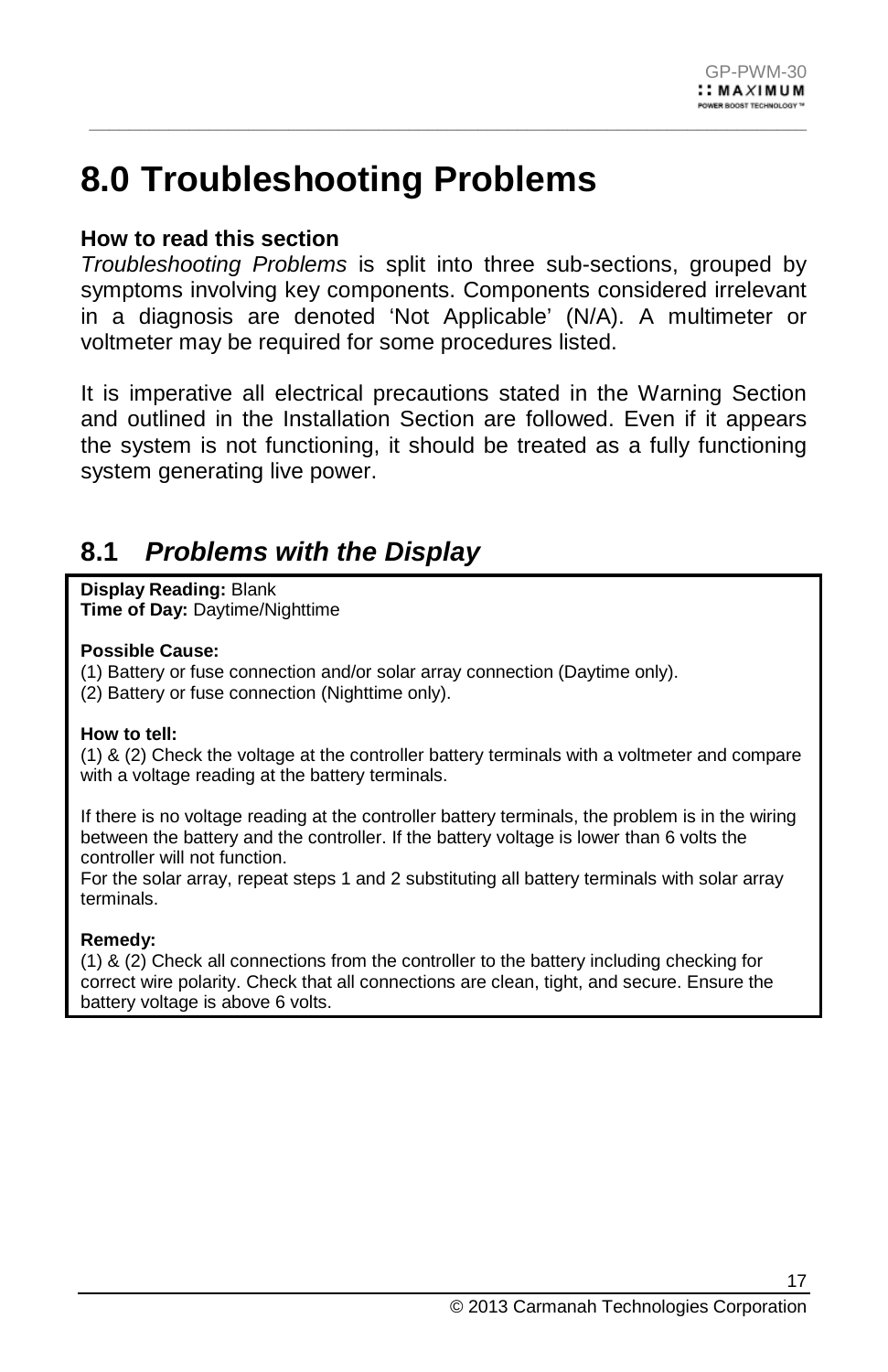# 8.0 Troubleshooting Problems

**How to read this section**

*Troubleshooting Problems* is split into three sub-sections, grouped by symptoms involving key components. Components considered irrelevant in a diagnosis are denoted 'Not Applicable' (N/A). A multimeter or voltmeter may be required for some procedures listed.

It is imperative all electrical precautions stated in the Warning Section and outlined in the Installation Section are followed. Even if it appears the system is not functioning, it should be treated as a fully functioning system generating live power.

## 8.1 *Problems with the Display*

**Display Reading:** Blank
**Time of Day:** Daytime/Nighttime

**Possible Cause:**
(1) Battery or fuse connection and/or solar array connection (Daytime only).
(2) Battery or fuse connection (Nighttime only).

**How to tell:**
(1) & (2) Check the voltage at the controller battery terminals with a voltmeter and compare with a voltage reading at the battery terminals.

If there is no voltage reading at the controller battery terminals, the problem is in the wiring between the battery and the controller. If the battery voltage is lower than 6 volts the controller will not function.
For the solar array, repeat steps 1 and 2 substituting all battery terminals with solar array terminals.

**Remedy:**
(1) & (2) Check all connections from the controller to the battery including checking for correct wire polarity. Check that all connections are clean, tight, and secure. Ensure the battery voltage is above 6 volts.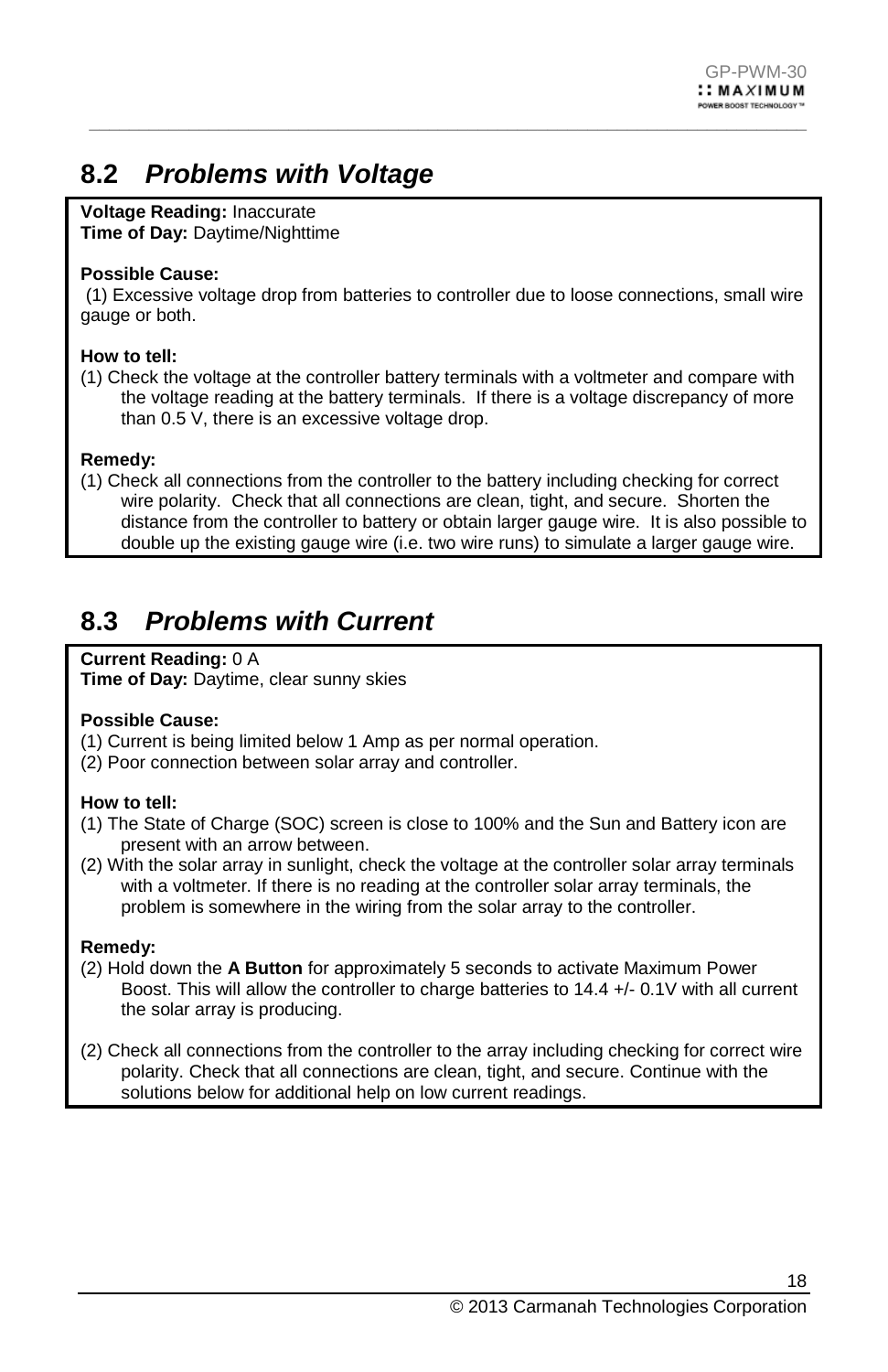## 8.2 *Problems with Voltage*

**Voltage Reading:** Inaccurate
**Time of Day:** Daytime/Nighttime

**Possible Cause:**

(1) Excessive voltage drop from batteries to controller due to loose connections, small wire gauge or both.

**How to tell:**

(1) Check the voltage at the controller battery terminals with a voltmeter and compare with the voltage reading at the battery terminals. If there is a voltage discrepancy of more than 0.5 V, there is an excessive voltage drop.

**Remedy:**

(1) Check all connections from the controller to the battery including checking for correct wire polarity. Check that all connections are clean, tight, and secure. Shorten the distance from the controller to battery or obtain larger gauge wire. It is also possible to double up the existing gauge wire (i.e. two wire runs) to simulate a larger gauge wire.

## 8.3 *Problems with Current*

**Current Reading:** 0 A
**Time of Day:** Daytime, clear sunny skies

**Possible Cause:**

(1) Current is being limited below 1 Amp as per normal operation.
(2) Poor connection between solar array and controller.

**How to tell:**

(1) The State of Charge (SOC) screen is close to 100% and the Sun and Battery icon are present with an arrow between.
(2) With the solar array in sunlight, check the voltage at the controller solar array terminals with a voltmeter. If there is no reading at the controller solar array terminals, the problem is somewhere in the wiring from the solar array to the controller.

**Remedy:**

(2) Hold down the **A Button** for approximately 5 seconds to activate Maximum Power Boost. This will allow the controller to charge batteries to 14.4 +/- 0.1V with all current the solar array is producing.

(2) Check all connections from the controller to the array including checking for correct wire polarity. Check that all connections are clean, tight, and secure. Continue with the solutions below for additional help on low current readings.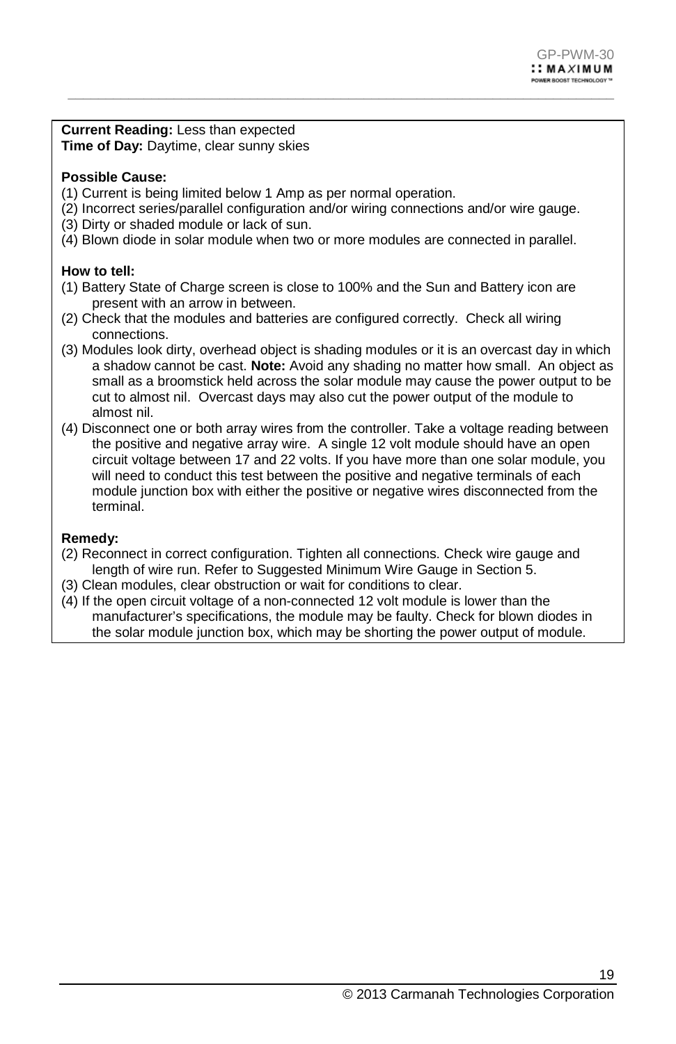**Current Reading:** Less than expected
**Time of Day:** Daytime, clear sunny skies

**Possible Cause:**

(1) Current is being limited below 1 Amp as per normal operation.
(2) Incorrect series/parallel configuration and/or wiring connections and/or wire gauge.
(3) Dirty or shaded module or lack of sun.
(4) Blown diode in solar module when two or more modules are connected in parallel.

**How to tell:**

(1) Battery State of Charge screen is close to 100% and the Sun and Battery icon are present with an arrow in between.
(2) Check that the modules and batteries are configured correctly. Check all wiring connections.
(3) Modules look dirty, overhead object is shading modules or it is an overcast day in which a shadow cannot be cast. **Note:** Avoid any shading no matter how small. An object as small as a broomstick held across the solar module may cause the power output to be cut to almost nil. Overcast days may also cut the power output of the module to almost nil.
(4) Disconnect one or both array wires from the controller. Take a voltage reading between the positive and negative array wire. A single 12 volt module should have an open circuit voltage between 17 and 22 volts. If you have more than one solar module, you will need to conduct this test between the positive and negative terminals of each module junction box with either the positive or negative wires disconnected from the terminal.

**Remedy:**

(2) Reconnect in correct configuration. Tighten all connections. Check wire gauge and length of wire run. Refer to Suggested Minimum Wire Gauge in Section 5.
(3) Clean modules, clear obstruction or wait for conditions to clear.
(4) If the open circuit voltage of a non-connected 12 volt module is lower than the manufacturer's specifications, the module may be faulty. Check for blown diodes in the solar module junction box, which may be shorting the power output of module.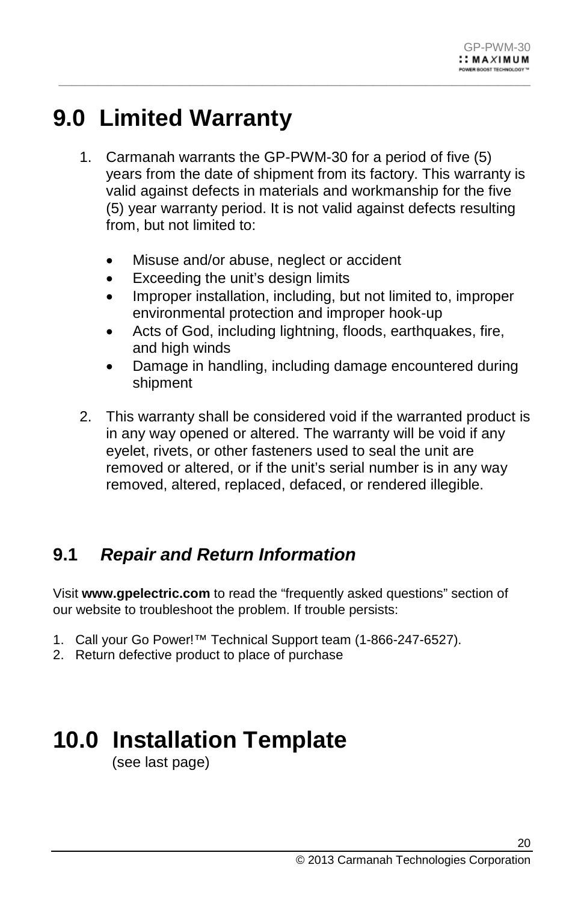# 9.0 Limited Warranty

1. Carmanah warrants the GP-PWM-30 for a period of five (5) years from the date of shipment from its factory. This warranty is valid against defects in materials and workmanship for the five (5) year warranty period. It is not valid against defects resulting from, but not limited to:

   - Misuse and/or abuse, neglect or accident
   - Exceeding the unit's design limits
   - Improper installation, including, but not limited to, improper environmental protection and improper hook-up
   - Acts of God, including lightning, floods, earthquakes, fire, and high winds
   - Damage in handling, including damage encountered during shipment

2. This warranty shall be considered void if the warranted product is in any way opened or altered. The warranty will be void if any eyelet, rivets, or other fasteners used to seal the unit are removed or altered, or if the unit's serial number is in any way removed, altered, replaced, defaced, or rendered illegible.

## 9.1 *Repair and Return Information*

Visit **www.gpelectric.com** to read the "frequently asked questions" section of our website to troubleshoot the problem. If trouble persists:

1. Call your Go Power!™ Technical Support team (1-866-247-6527).
2. Return defective product to place of purchase

# 10.0 Installation Template

(see last page)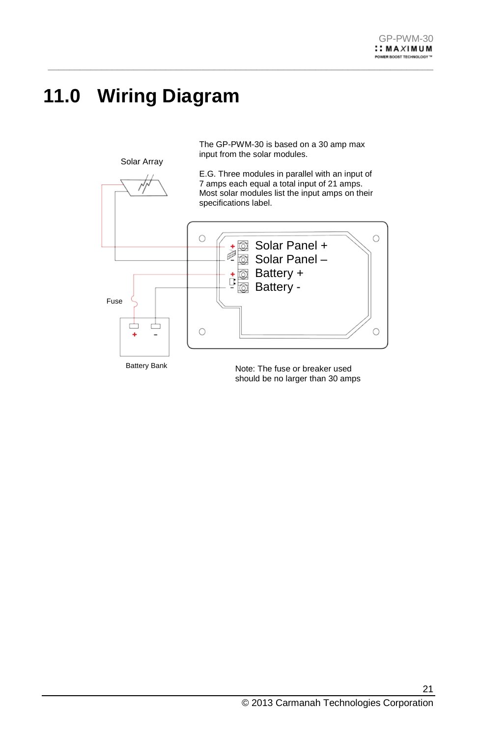# 11.0 Wiring Diagram

The GP-PWM-30 is based on a 30 amp max input from the solar modules.

E.G. Three modules in parallel with an input of 7 amps each equal a total input of 21 amps. Most solar modules list the input amps on their specifications label.

Solar Array

Solar Panel +
Solar Panel –
Battery +
Battery -

Fuse

Battery Bank

Note: The fuse or breaker used should be no larger than 30 amps

© 2013 Carmanah Technologies Corporation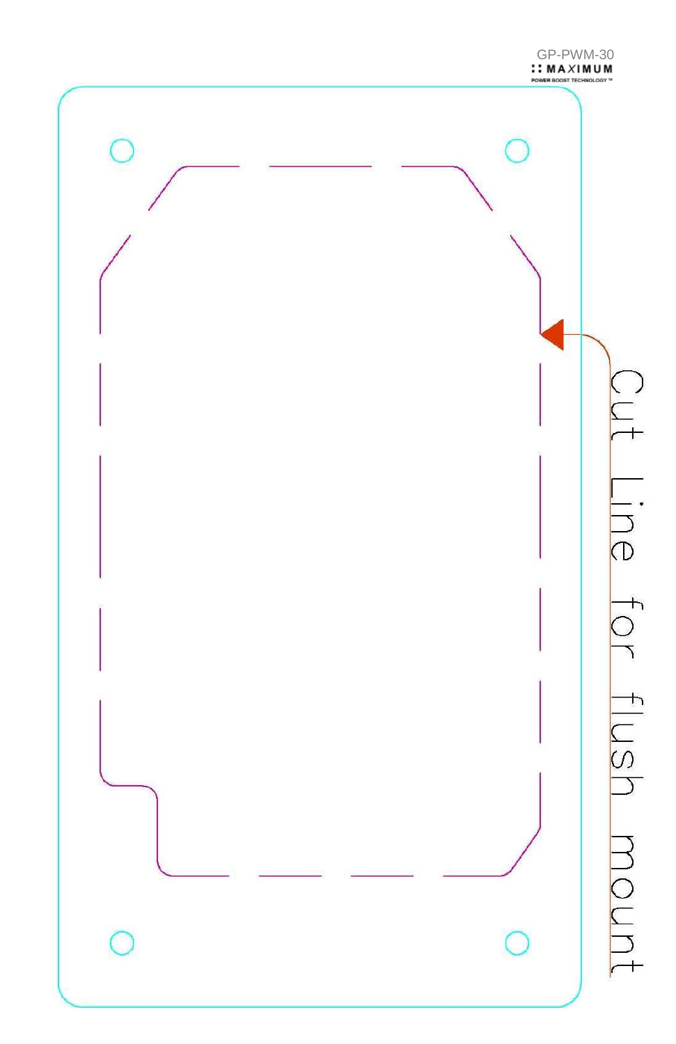GP-PWM-30

**:: MAXIMUM**

POWER BOOST TECHNOLOGY™

Cut Line for flush mount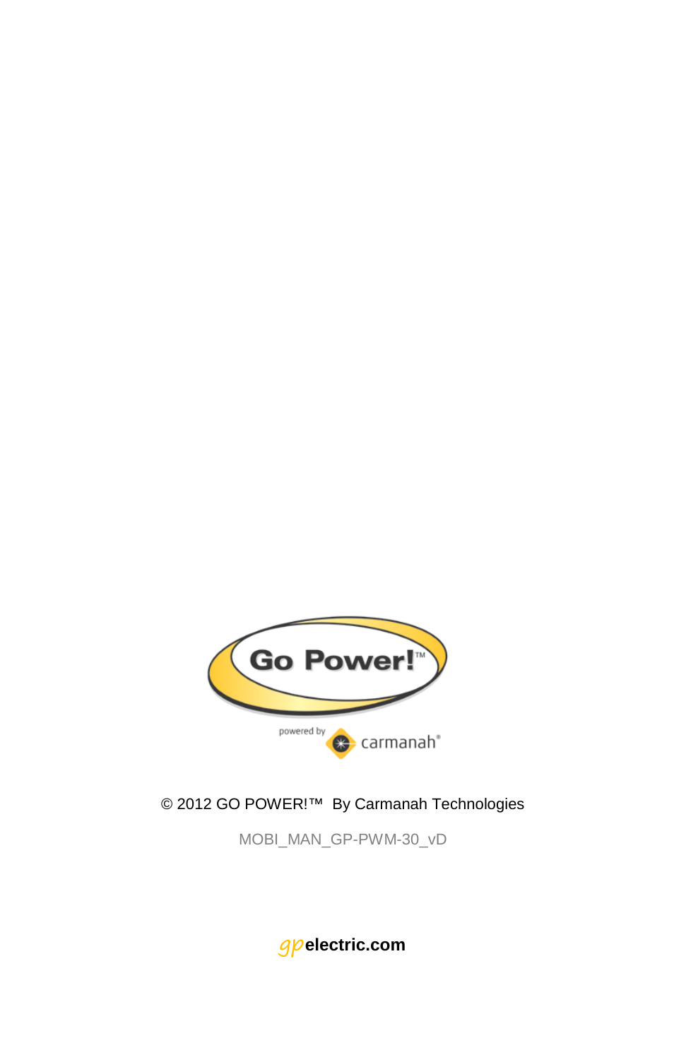Go Power!™

powered by carmanah®

© 2012 GO POWER!™ By Carmanah Technologies

MOBI_MAN_GP-PWM-30_vD

gpelectric.com